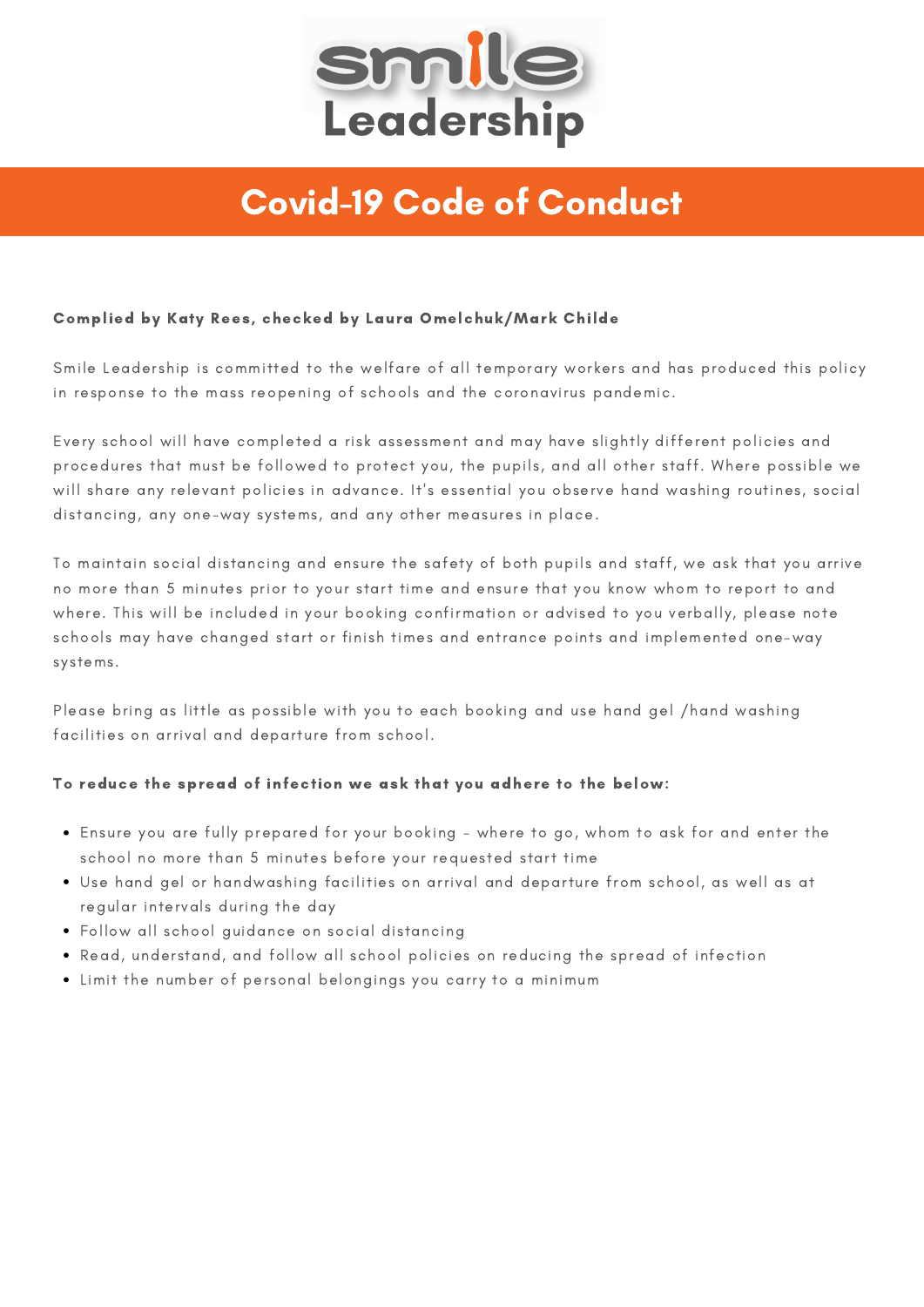Smile Leadership

# Covid-19 Code of Conduct

**Complied by Katy Rees, checked by Laura Omelchuk/Mark Childe**

Smile Leadership is committed to the welfare of all temporary workers and has produced this policy in response to the mass reopening of schools and the coronavirus pandemic.

Every school will have completed a risk assessment and may have slightly different policies and procedures that must be followed to protect you, the pupils, and all other staff. Where possible we will share any relevant policies in advance. It's essential you observe hand washing routines, social distancing, any one-way systems, and any other measures in place.

To maintain social distancing and ensure the safety of both pupils and staff, we ask that you arrive no more than 5 minutes prior to your start time and ensure that you know whom to report to and where. This will be included in your booking confirmation or advised to you verbally, please note schools may have changed start or finish times and entrance points and implemented one-way systems.

Please bring as little as possible with you to each booking and use hand gel /hand washing facilities on arrival and departure from school.

**To reduce the spread of infection we ask that you adhere to the below:**

- Ensure you are fully prepared for your booking - where to go, whom to ask for and enter the school no more than 5 minutes before your requested start time
- Use hand gel or handwashing facilities on arrival and departure from school, as well as at regular intervals during the day
- Follow all school guidance on social distancing
- Read, understand, and follow all school policies on reducing the spread of infection
- Limit the number of personal belongings you carry to a minimum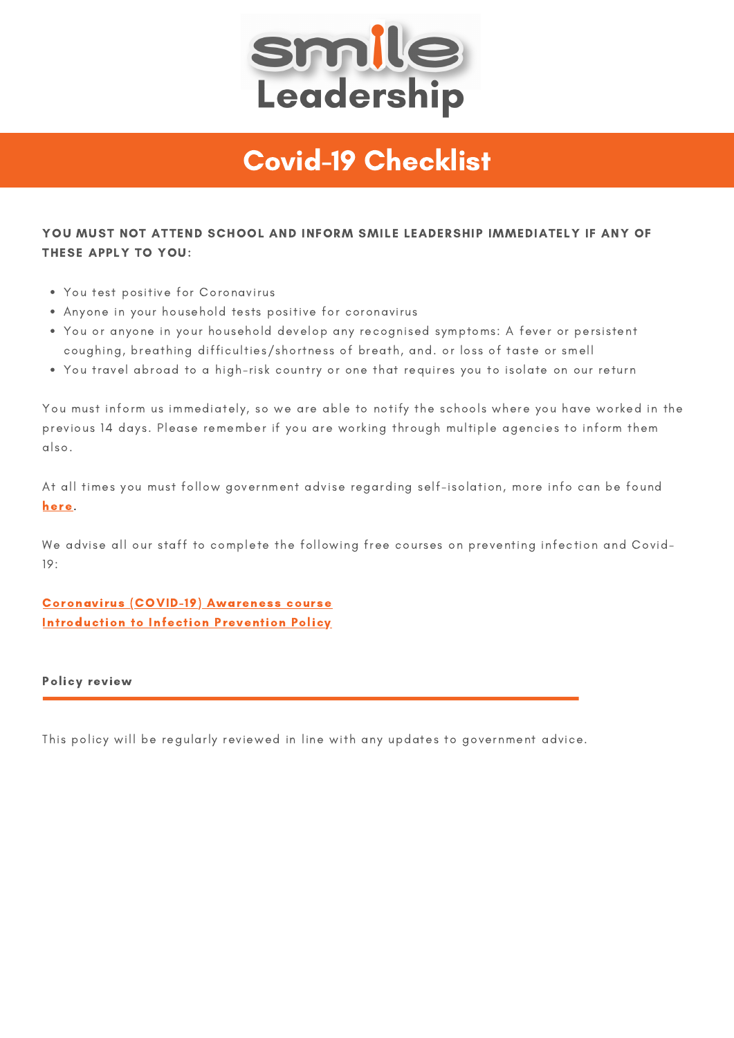smile Leadership

# Covid-19 Checklist

**YOU MUST NOT ATTEND SCHOOL AND INFORM SMILE LEADERSHIP IMMEDIATELY IF ANY OF THESE APPLY TO YOU:**

- You test positive for Coronavirus
- Anyone in your household tests positive for coronavirus
- You or anyone in your household develop any recognised symptoms: A fever or persistent coughing, breathing difficulties/shortness of breath, and. or loss of taste or smell
- You travel abroad to a high-risk country or one that requires you to isolate on our return

You must inform us immediately, so we are able to notify the schools where you have worked in the previous 14 days. Please remember if you are working through multiple agencies to inform them also.

At all times you must follow government advise regarding self-isolation, more info can be found **here**.

We advise all our staff to complete the following free courses on preventing infection and Covid-19:

**Coronavirus (COVID-19) Awareness course**
**Introduction to Infection Prevention Policy**

**Policy review**

This policy will be regularly reviewed in line with any updates to government advice.